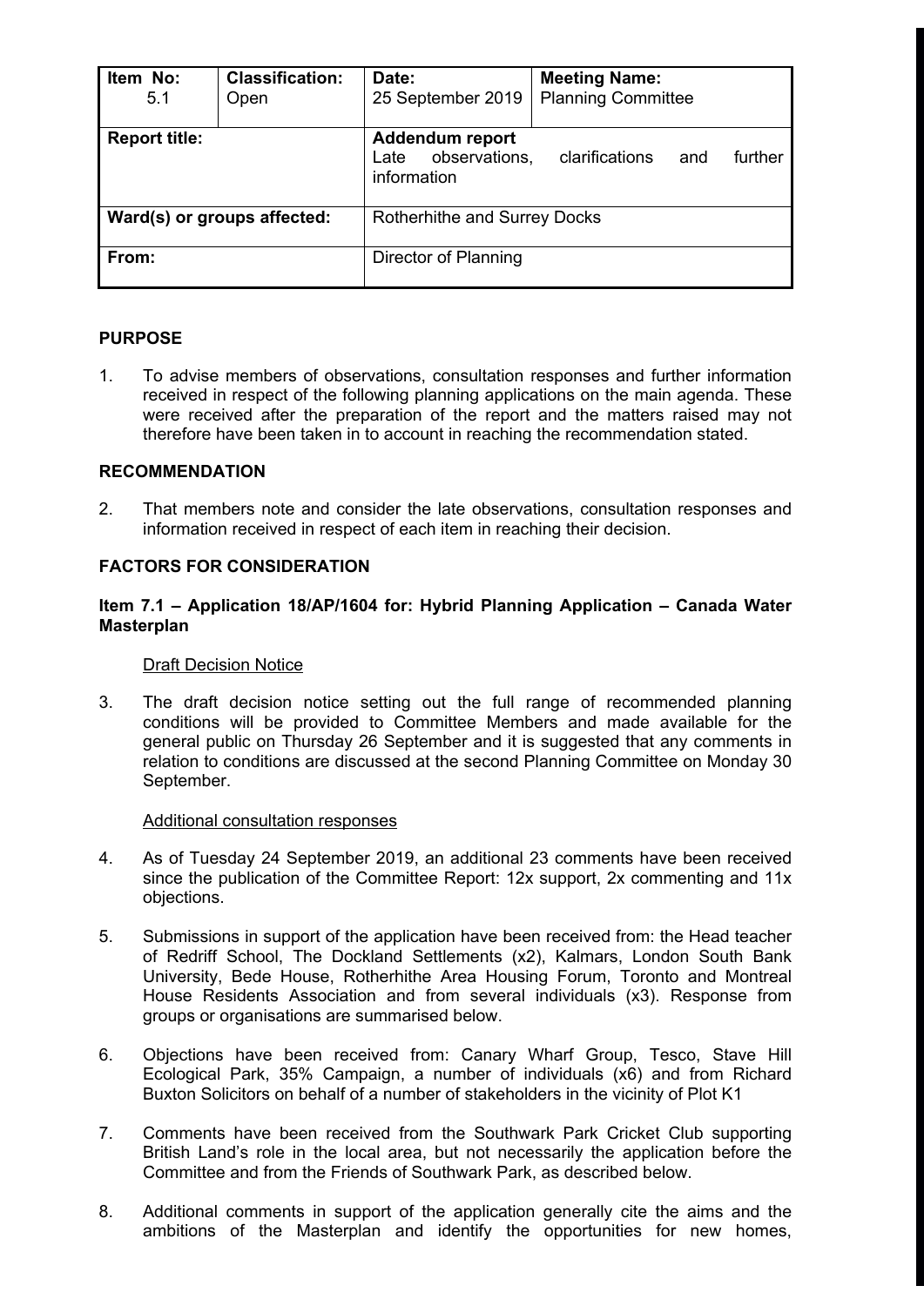| Item No: 5.1 | Classification: Open | Date: 25 September 2019 | Meeting Name: Planning Committee |
|---|---|---|---|
| **Report title:** | | **Addendum report** Late observations, clarifications and further information | |
| **Ward(s) or groups affected:** | | Rotherhithe and Surrey Docks | |
| **From:** | | Director of Planning | |

**PURPOSE**

1. To advise members of observations, consultation responses and further information received in respect of the following planning applications on the main agenda. These were received after the preparation of the report and the matters raised may not therefore have been taken in to account in reaching the recommendation stated.

**RECOMMENDATION**

2. That members note and consider the late observations, consultation responses and information received in respect of each item in reaching their decision.

**FACTORS FOR CONSIDERATION**

**Item 7.1 – Application 18/AP/1604 for: Hybrid Planning Application – Canada Water Masterplan**

Draft Decision Notice

3. The draft decision notice setting out the full range of recommended planning conditions will be provided to Committee Members and made available for the general public on Thursday 26 September and it is suggested that any comments in relation to conditions are discussed at the second Planning Committee on Monday 30 September.

Additional consultation responses

4. As of Tuesday 24 September 2019, an additional 23 comments have been received since the publication of the Committee Report: 12x support, 2x commenting and 11x objections.

5. Submissions in support of the application have been received from: the Head teacher of Redriff School, The Dockland Settlements (x2), Kalmars, London South Bank University, Bede House, Rotherhithe Area Housing Forum, Toronto and Montreal House Residents Association and from several individuals (x3). Response from groups or organisations are summarised below.

6. Objections have been received from: Canary Wharf Group, Tesco, Stave Hill Ecological Park, 35% Campaign, a number of individuals (x6) and from Richard Buxton Solicitors on behalf of a number of stakeholders in the vicinity of Plot K1

7. Comments have been received from the Southwark Park Cricket Club supporting British Land's role in the local area, but not necessarily the application before the Committee and from the Friends of Southwark Park, as described below.

8. Additional comments in support of the application generally cite the aims and the ambitions of the Masterplan and identify the opportunities for new homes,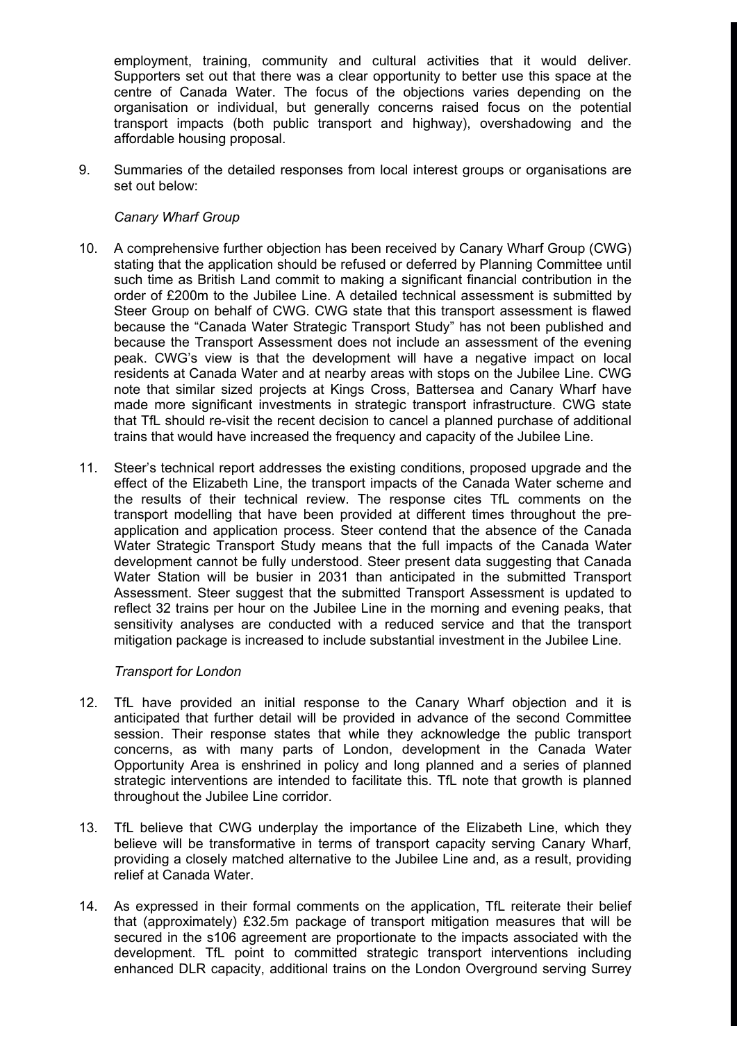employment, training, community and cultural activities that it would deliver. Supporters set out that there was a clear opportunity to better use this space at the centre of Canada Water. The focus of the objections varies depending on the organisation or individual, but generally concerns raised focus on the potential transport impacts (both public transport and highway), overshadowing and the affordable housing proposal.

9. Summaries of the detailed responses from local interest groups or organisations are set out below:

*Canary Wharf Group*

10. A comprehensive further objection has been received by Canary Wharf Group (CWG) stating that the application should be refused or deferred by Planning Committee until such time as British Land commit to making a significant financial contribution in the order of £200m to the Jubilee Line. A detailed technical assessment is submitted by Steer Group on behalf of CWG. CWG state that this transport assessment is flawed because the "Canada Water Strategic Transport Study" has not been published and because the Transport Assessment does not include an assessment of the evening peak. CWG's view is that the development will have a negative impact on local residents at Canada Water and at nearby areas with stops on the Jubilee Line. CWG note that similar sized projects at Kings Cross, Battersea and Canary Wharf have made more significant investments in strategic transport infrastructure. CWG state that TfL should re-visit the recent decision to cancel a planned purchase of additional trains that would have increased the frequency and capacity of the Jubilee Line.

11. Steer's technical report addresses the existing conditions, proposed upgrade and the effect of the Elizabeth Line, the transport impacts of the Canada Water scheme and the results of their technical review. The response cites TfL comments on the transport modelling that have been provided at different times throughout the pre-application and application process. Steer contend that the absence of the Canada Water Strategic Transport Study means that the full impacts of the Canada Water development cannot be fully understood. Steer present data suggesting that Canada Water Station will be busier in 2031 than anticipated in the submitted Transport Assessment. Steer suggest that the submitted Transport Assessment is updated to reflect 32 trains per hour on the Jubilee Line in the morning and evening peaks, that sensitivity analyses are conducted with a reduced service and that the transport mitigation package is increased to include substantial investment in the Jubilee Line.

*Transport for London*

12. TfL have provided an initial response to the Canary Wharf objection and it is anticipated that further detail will be provided in advance of the second Committee session. Their response states that while they acknowledge the public transport concerns, as with many parts of London, development in the Canada Water Opportunity Area is enshrined in policy and long planned and a series of planned strategic interventions are intended to facilitate this. TfL note that growth is planned throughout the Jubilee Line corridor.

13. TfL believe that CWG underplay the importance of the Elizabeth Line, which they believe will be transformative in terms of transport capacity serving Canary Wharf, providing a closely matched alternative to the Jubilee Line and, as a result, providing relief at Canada Water.

14. As expressed in their formal comments on the application, TfL reiterate their belief that (approximately) £32.5m package of transport mitigation measures that will be secured in the s106 agreement are proportionate to the impacts associated with the development. TfL point to committed strategic transport interventions including enhanced DLR capacity, additional trains on the London Overground serving Surrey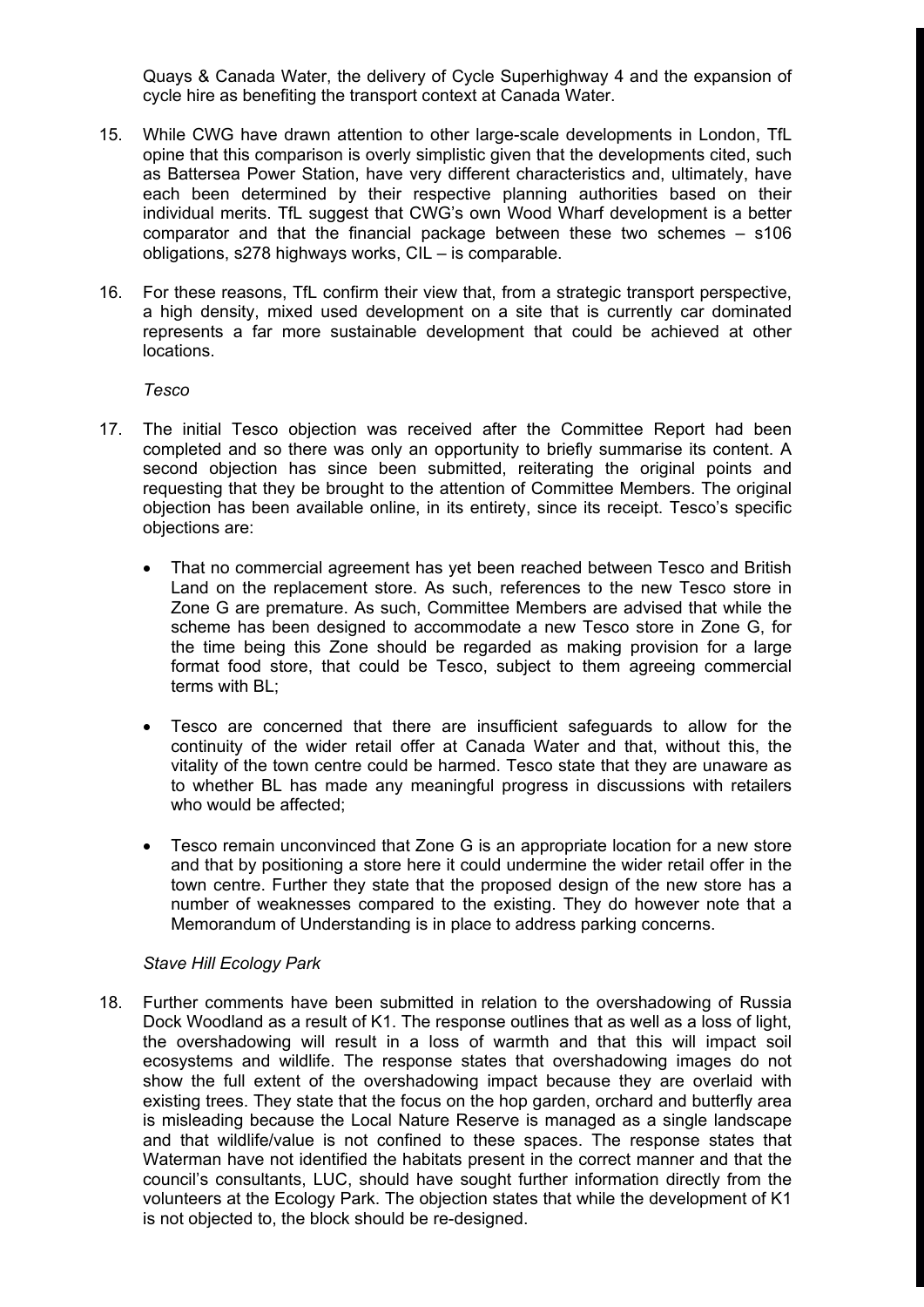Quays & Canada Water, the delivery of Cycle Superhighway 4 and the expansion of cycle hire as benefiting the transport context at Canada Water.

15. While CWG have drawn attention to other large-scale developments in London, TfL opine that this comparison is overly simplistic given that the developments cited, such as Battersea Power Station, have very different characteristics and, ultimately, have each been determined by their respective planning authorities based on their individual merits. TfL suggest that CWG's own Wood Wharf development is a better comparator and that the financial package between these two schemes – s106 obligations, s278 highways works, CIL – is comparable.

16. For these reasons, TfL confirm their view that, from a strategic transport perspective, a high density, mixed used development on a site that is currently car dominated represents a far more sustainable development that could be achieved at other locations.

*Tesco*

17. The initial Tesco objection was received after the Committee Report had been completed and so there was only an opportunity to briefly summarise its content. A second objection has since been submitted, reiterating the original points and requesting that they be brought to the attention of Committee Members. The original objection has been available online, in its entirety, since its receipt. Tesco's specific objections are:

    - That no commercial agreement has yet been reached between Tesco and British Land on the replacement store. As such, references to the new Tesco store in Zone G are premature. As such, Committee Members are advised that while the scheme has been designed to accommodate a new Tesco store in Zone G, for the time being this Zone should be regarded as making provision for a large format food store, that could be Tesco, subject to them agreeing commercial terms with BL;

    - Tesco are concerned that there are insufficient safeguards to allow for the continuity of the wider retail offer at Canada Water and that, without this, the vitality of the town centre could be harmed. Tesco state that they are unaware as to whether BL has made any meaningful progress in discussions with retailers who would be affected;

    - Tesco remain unconvinced that Zone G is an appropriate location for a new store and that by positioning a store here it could undermine the wider retail offer in the town centre. Further they state that the proposed design of the new store has a number of weaknesses compared to the existing. They do however note that a Memorandum of Understanding is in place to address parking concerns.

*Stave Hill Ecology Park*

18. Further comments have been submitted in relation to the overshadowing of Russia Dock Woodland as a result of K1. The response outlines that as well as a loss of light, the overshadowing will result in a loss of warmth and that this will impact soil ecosystems and wildlife. The response states that overshadowing images do not show the full extent of the overshadowing impact because they are overlaid with existing trees. They state that the focus on the hop garden, orchard and butterfly area is misleading because the Local Nature Reserve is managed as a single landscape and that wildlife/value is not confined to these spaces. The response states that Waterman have not identified the habitats present in the correct manner and that the council's consultants, LUC, should have sought further information directly from the volunteers at the Ecology Park. The objection states that while the development of K1 is not objected to, the block should be re-designed.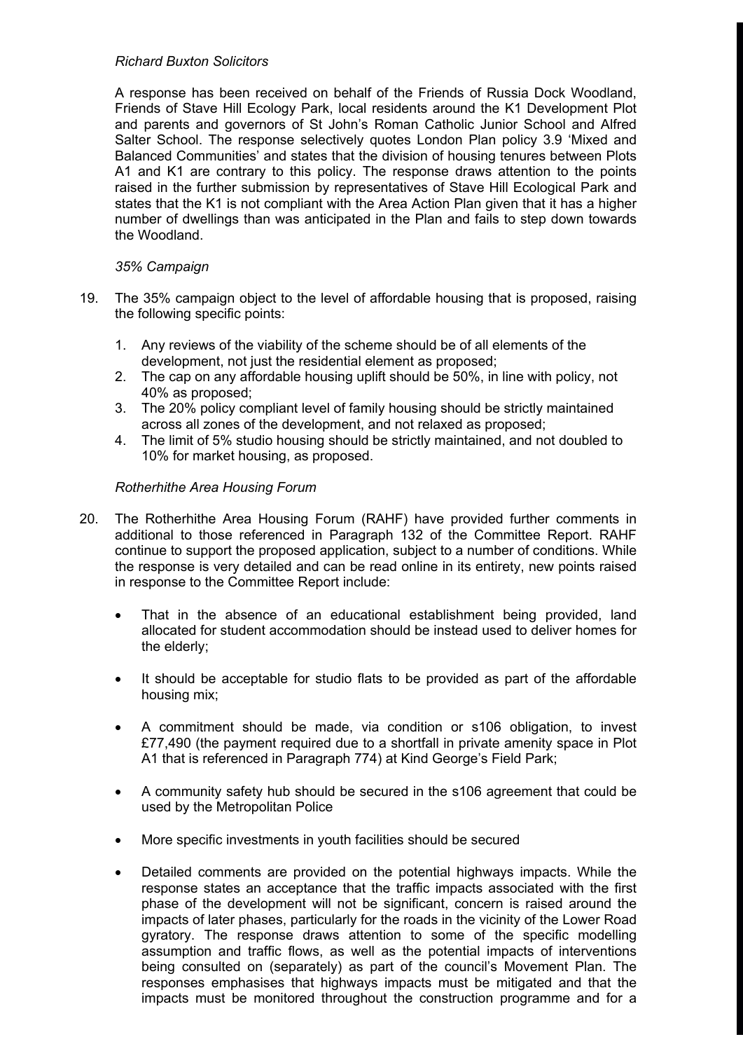*Richard Buxton Solicitors*

A response has been received on behalf of the Friends of Russia Dock Woodland, Friends of Stave Hill Ecology Park, local residents around the K1 Development Plot and parents and governors of St John's Roman Catholic Junior School and Alfred Salter School. The response selectively quotes London Plan policy 3.9 'Mixed and Balanced Communities' and states that the division of housing tenures between Plots A1 and K1 are contrary to this policy. The response draws attention to the points raised in the further submission by representatives of Stave Hill Ecological Park and states that the K1 is not compliant with the Area Action Plan given that it has a higher number of dwellings than was anticipated in the Plan and fails to step down towards the Woodland.

*35% Campaign*

19. The 35% campaign object to the level of affordable housing that is proposed, raising the following specific points:

    1. Any reviews of the viability of the scheme should be of all elements of the development, not just the residential element as proposed;
    2. The cap on any affordable housing uplift should be 50%, in line with policy, not 40% as proposed;
    3. The 20% policy compliant level of family housing should be strictly maintained across all zones of the development, and not relaxed as proposed;
    4. The limit of 5% studio housing should be strictly maintained, and not doubled to 10% for market housing, as proposed.

*Rotherhithe Area Housing Forum*

20. The Rotherhithe Area Housing Forum (RAHF) have provided further comments in additional to those referenced in Paragraph 132 of the Committee Report. RAHF continue to support the proposed application, subject to a number of conditions. While the response is very detailed and can be read online in its entirety, new points raised in response to the Committee Report include:

    - That in the absence of an educational establishment being provided, land allocated for student accommodation should be instead used to deliver homes for the elderly;

    - It should be acceptable for studio flats to be provided as part of the affordable housing mix;

    - A commitment should be made, via condition or s106 obligation, to invest £77,490 (the payment required due to a shortfall in private amenity space in Plot A1 that is referenced in Paragraph 774) at Kind George's Field Park;

    - A community safety hub should be secured in the s106 agreement that could be used by the Metropolitan Police

    - More specific investments in youth facilities should be secured

    - Detailed comments are provided on the potential highways impacts. While the response states an acceptance that the traffic impacts associated with the first phase of the development will not be significant, concern is raised around the impacts of later phases, particularly for the roads in the vicinity of the Lower Road gyratory. The response draws attention to some of the specific modelling assumption and traffic flows, as well as the potential impacts of interventions being consulted on (separately) as part of the council's Movement Plan. The responses emphasises that highways impacts must be mitigated and that the impacts must be monitored throughout the construction programme and for a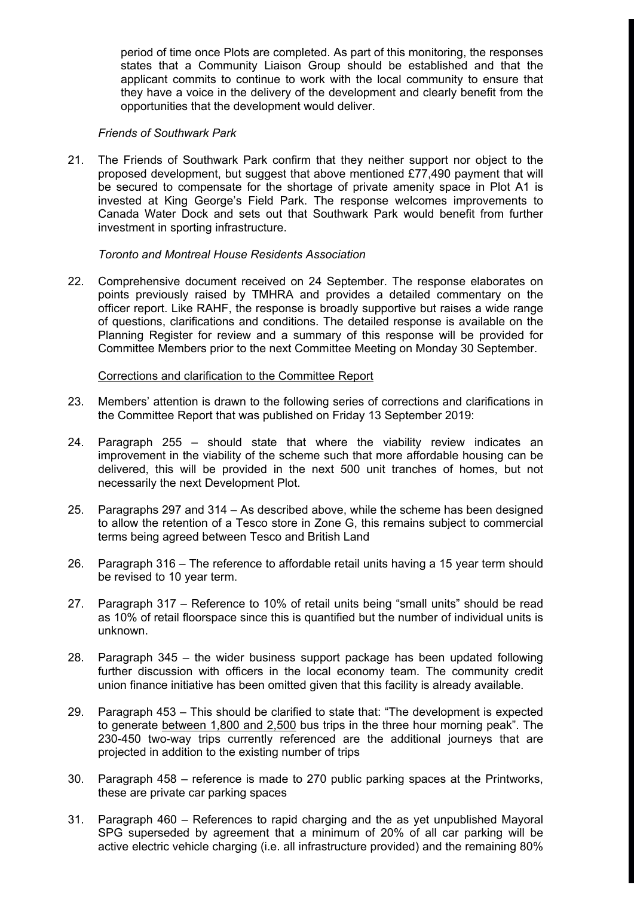period of time once Plots are completed. As part of this monitoring, the responses states that a Community Liaison Group should be established and that the applicant commits to continue to work with the local community to ensure that they have a voice in the delivery of the development and clearly benefit from the opportunities that the development would deliver.

*Friends of Southwark Park*

21. The Friends of Southwark Park confirm that they neither support nor object to the proposed development, but suggest that above mentioned £77,490 payment that will be secured to compensate for the shortage of private amenity space in Plot A1 is invested at King George's Field Park. The response welcomes improvements to Canada Water Dock and sets out that Southwark Park would benefit from further investment in sporting infrastructure.

*Toronto and Montreal House Residents Association*

22. Comprehensive document received on 24 September. The response elaborates on points previously raised by TMHRA and provides a detailed commentary on the officer report. Like RAHF, the response is broadly supportive but raises a wide range of questions, clarifications and conditions. The detailed response is available on the Planning Register for review and a summary of this response will be provided for Committee Members prior to the next Committee Meeting on Monday 30 September.

<u>Corrections and clarification to the Committee Report</u>

23. Members' attention is drawn to the following series of corrections and clarifications in the Committee Report that was published on Friday 13 September 2019:

24. Paragraph 255 – should state that where the viability review indicates an improvement in the viability of the scheme such that more affordable housing can be delivered, this will be provided in the next 500 unit tranches of homes, but not necessarily the next Development Plot.

25. Paragraphs 297 and 314 – As described above, while the scheme has been designed to allow the retention of a Tesco store in Zone G, this remains subject to commercial terms being agreed between Tesco and British Land

26. Paragraph 316 – The reference to affordable retail units having a 15 year term should be revised to 10 year term.

27. Paragraph 317 – Reference to 10% of retail units being "small units" should be read as 10% of retail floorspace since this is quantified but the number of individual units is unknown.

28. Paragraph 345 – the wider business support package has been updated following further discussion with officers in the local economy team. The community credit union finance initiative has been omitted given that this facility is already available.

29. Paragraph 453 – This should be clarified to state that: "The development is expected to generate <u>between 1,800 and 2,500</u> bus trips in the three hour morning peak". The 230-450 two-way trips currently referenced are the additional journeys that are projected in addition to the existing number of trips

30. Paragraph 458 – reference is made to 270 public parking spaces at the Printworks, these are private car parking spaces

31. Paragraph 460 – References to rapid charging and the as yet unpublished Mayoral SPG superseded by agreement that a minimum of 20% of all car parking will be active electric vehicle charging (i.e. all infrastructure provided) and the remaining 80%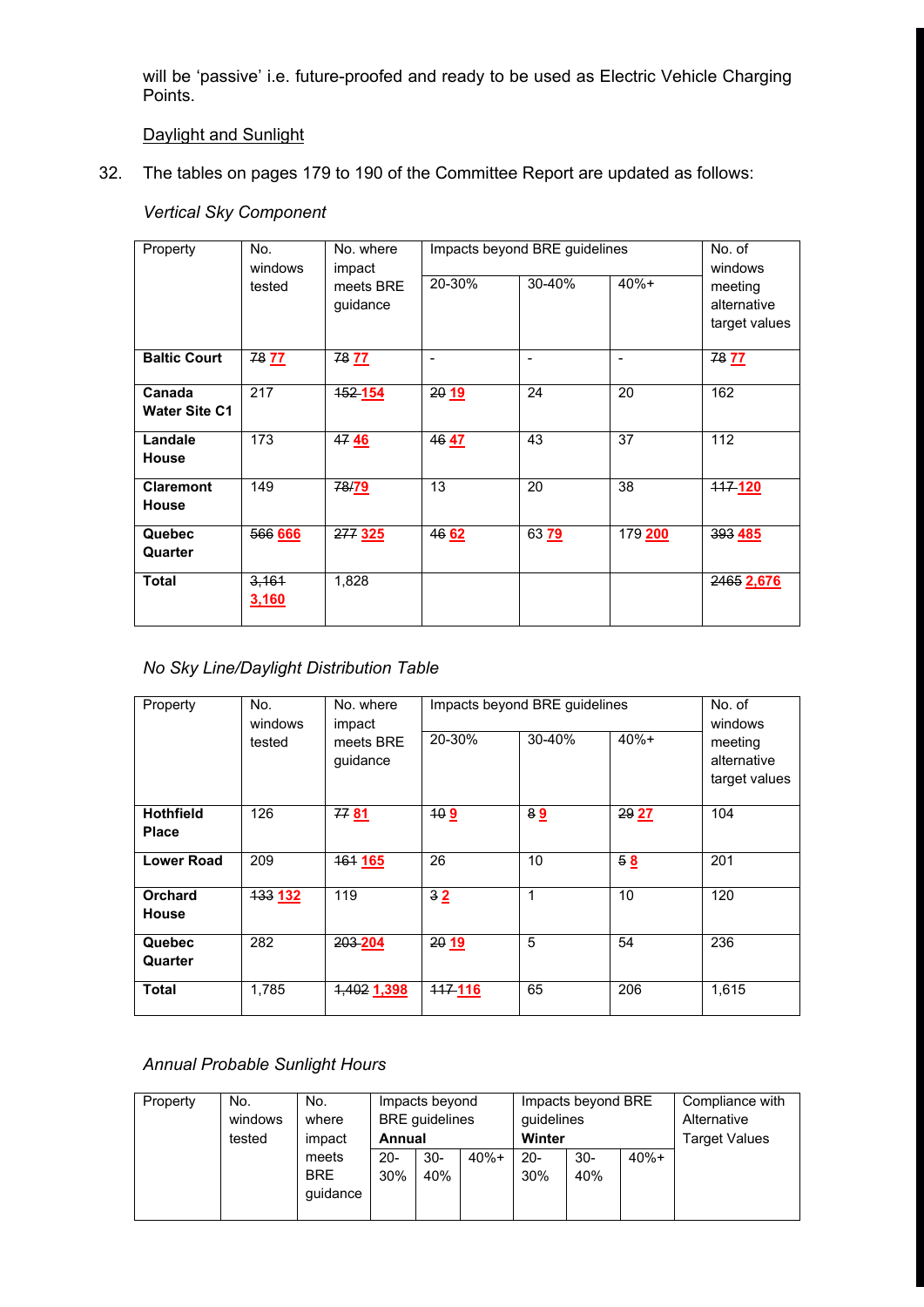will be 'passive' i.e. future-proofed and ready to be used as Electric Vehicle Charging Points.

Daylight and Sunlight

32. The tables on pages 179 to 190 of the Committee Report are updated as follows:

*Vertical Sky Component*

| Property | No. windows tested | No. where impact meets BRE guidance | Impacts beyond BRE guidelines | | | No. of windows meeting alternative target values |
|---|---|---|---|---|---|---|
| | | | 20-30% | 30-40% | 40%+ | |
| **Baltic Court** | ~~78~~ **77** | ~~78~~ **77** | - | - | - | ~~78~~ **77** |
| **Canada Water Site C1** | 217 | ~~152~~ **154** | ~~20~~ **19** | 24 | 20 | 162 |
| **Landale House** | 173 | ~~47~~ **46** | ~~46~~ **47** | 43 | 37 | 112 |
| **Claremont House** | 149 | ~~78/~~**79** | 13 | 20 | 38 | ~~117~~ **120** |
| **Quebec Quarter** | ~~566~~ **666** | ~~277~~ **325** | ~~46~~ **62** | 63 **79** | 179 **200** | ~~393~~ **485** |
| **Total** | ~~3,161~~ **3,160** | 1,828 | | | | ~~2465~~ **2,676** |

*No Sky Line/Daylight Distribution Table*

| Property | No. windows tested | No. where impact meets BRE guidance | Impacts beyond BRE guidelines | | | No. of windows meeting alternative target values |
|---|---|---|---|---|---|---|
| | | | 20-30% | 30-40% | 40%+ | |
| **Hothfield Place** | 126 | ~~77~~ **81** | ~~10~~ **9** | ~~8~~ **9** | ~~29~~ **27** | 104 |
| **Lower Road** | 209 | ~~161~~ **165** | 26 | 10 | ~~5~~ **8** | 201 |
| **Orchard House** | ~~133~~ **132** | 119 | ~~3~~ **2** | 1 | 10 | 120 |
| **Quebec Quarter** | 282 | ~~203~~ **204** | ~~20~~ **19** | 5 | 54 | 236 |
| **Total** | 1,785 | ~~1,402~~ **1,398** | ~~117~~ **116** | 65 | 206 | 1,615 |

*Annual Probable Sunlight Hours*

| Property | No. windows tested | No. where impact meets BRE guidance | Impacts beyond BRE guidelines **Annual** | | | Impacts beyond BRE guidelines **Winter** | | | Compliance with Alternative Target Values |
|---|---|---|---|---|---|---|---|---|---|
| | | | 20-30% | 30-40% | 40%+ | 20-30% | 30-40% | 40%+ | |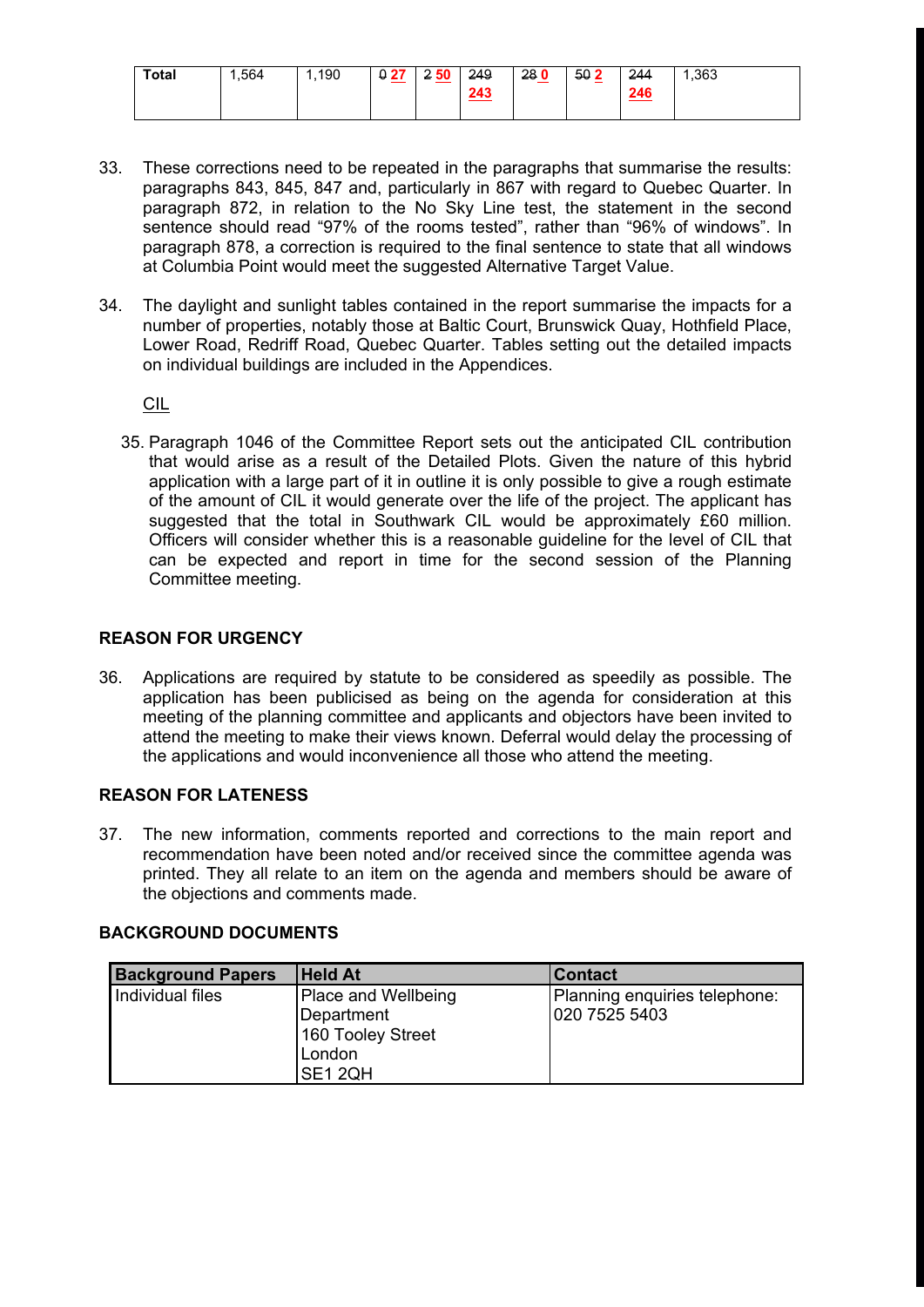| | | | | | | | | | |
|---|---|---|---|---|---|---|---|---|---|
| **Total** | 1,564 | 1,190 | ~~0~~ **27** | ~~2~~ **50** | ~~249~~ **243** | ~~28~~ **0** | ~~50~~ **2** | ~~244~~ **246** | 1,363 |

33. These corrections need to be repeated in the paragraphs that summarise the results: paragraphs 843, 845, 847 and, particularly in 867 with regard to Quebec Quarter. In paragraph 872, in relation to the No Sky Line test, the statement in the second sentence should read "97% of the rooms tested", rather than "96% of windows". In paragraph 878, a correction is required to the final sentence to state that all windows at Columbia Point would meet the suggested Alternative Target Value.

34. The daylight and sunlight tables contained in the report summarise the impacts for a number of properties, notably those at Baltic Court, Brunswick Quay, Hothfield Place, Lower Road, Redriff Road, Quebec Quarter. Tables setting out the detailed impacts on individual buildings are included in the Appendices.

CIL

35. Paragraph 1046 of the Committee Report sets out the anticipated CIL contribution that would arise as a result of the Detailed Plots. Given the nature of this hybrid application with a large part of it in outline it is only possible to give a rough estimate of the amount of CIL it would generate over the life of the project. The applicant has suggested that the total in Southwark CIL would be approximately £60 million. Officers will consider whether this is a reasonable guideline for the level of CIL that can be expected and report in time for the second session of the Planning Committee meeting.

## REASON FOR URGENCY

36. Applications are required by statute to be considered as speedily as possible. The application has been publicised as being on the agenda for consideration at this meeting of the planning committee and applicants and objectors have been invited to attend the meeting to make their views known. Deferral would delay the processing of the applications and would inconvenience all those who attend the meeting.

## REASON FOR LATENESS

37. The new information, comments reported and corrections to the main report and recommendation have been noted and/or received since the committee agenda was printed. They all relate to an item on the agenda and members should be aware of the objections and comments made.

## BACKGROUND DOCUMENTS

| Background Papers | Held At | Contact |
|---|---|---|
| Individual files | Place and Wellbeing Department<br>160 Tooley Street<br>London<br>SE1 2QH | Planning enquiries telephone: 020 7525 5403 |